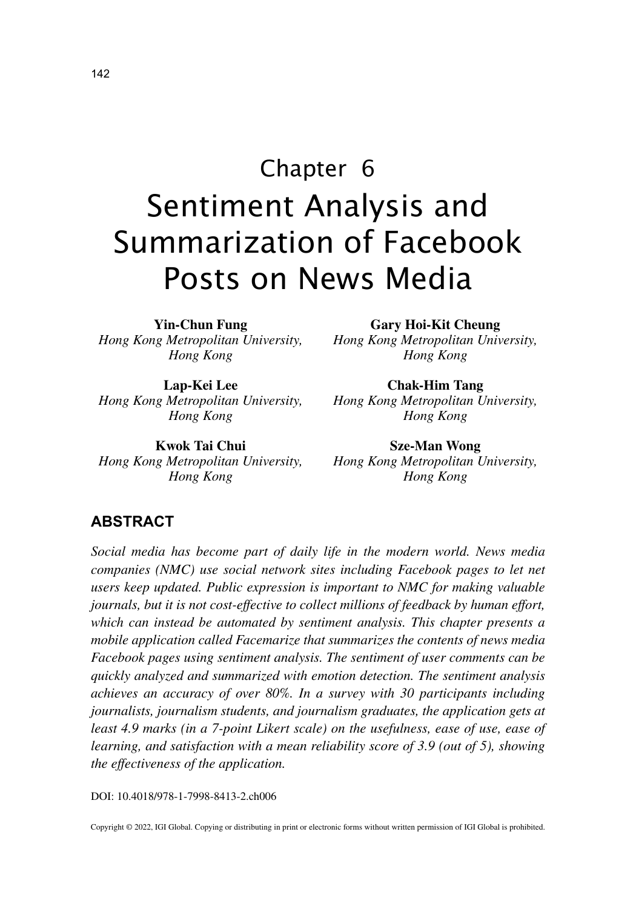# Chapter 6
# Sentiment Analysis and Summarization of Facebook Posts on News Media

**Yin-Chun Fung**
*Hong Kong Metropolitan University, Hong Kong*

**Gary Hoi-Kit Cheung**
*Hong Kong Metropolitan University, Hong Kong*

**Lap-Kei Lee**
*Hong Kong Metropolitan University, Hong Kong*

**Chak-Him Tang**
*Hong Kong Metropolitan University, Hong Kong*

**Kwok Tai Chui**
*Hong Kong Metropolitan University, Hong Kong*

**Sze-Man Wong**
*Hong Kong Metropolitan University, Hong Kong*

## ABSTRACT

*Social media has become part of daily life in the modern world. News media companies (NMC) use social network sites including Facebook pages to let net users keep updated. Public expression is important to NMC for making valuable journals, but it is not cost-effective to collect millions of feedback by human effort, which can instead be automated by sentiment analysis. This chapter presents a mobile application called Facemarize that summarizes the contents of news media Facebook pages using sentiment analysis. The sentiment of user comments can be quickly analyzed and summarized with emotion detection. The sentiment analysis achieves an accuracy of over 80%. In a survey with 30 participants including journalists, journalism students, and journalism graduates, the application gets at least 4.9 marks (in a 7-point Likert scale) on the usefulness, ease of use, ease of learning, and satisfaction with a mean reliability score of 3.9 (out of 5), showing the effectiveness of the application.*

DOI: 10.4018/978-1-7998-8413-2.ch006

Copyright © 2022, IGI Global. Copying or distributing in print or electronic forms without written permission of IGI Global is prohibited.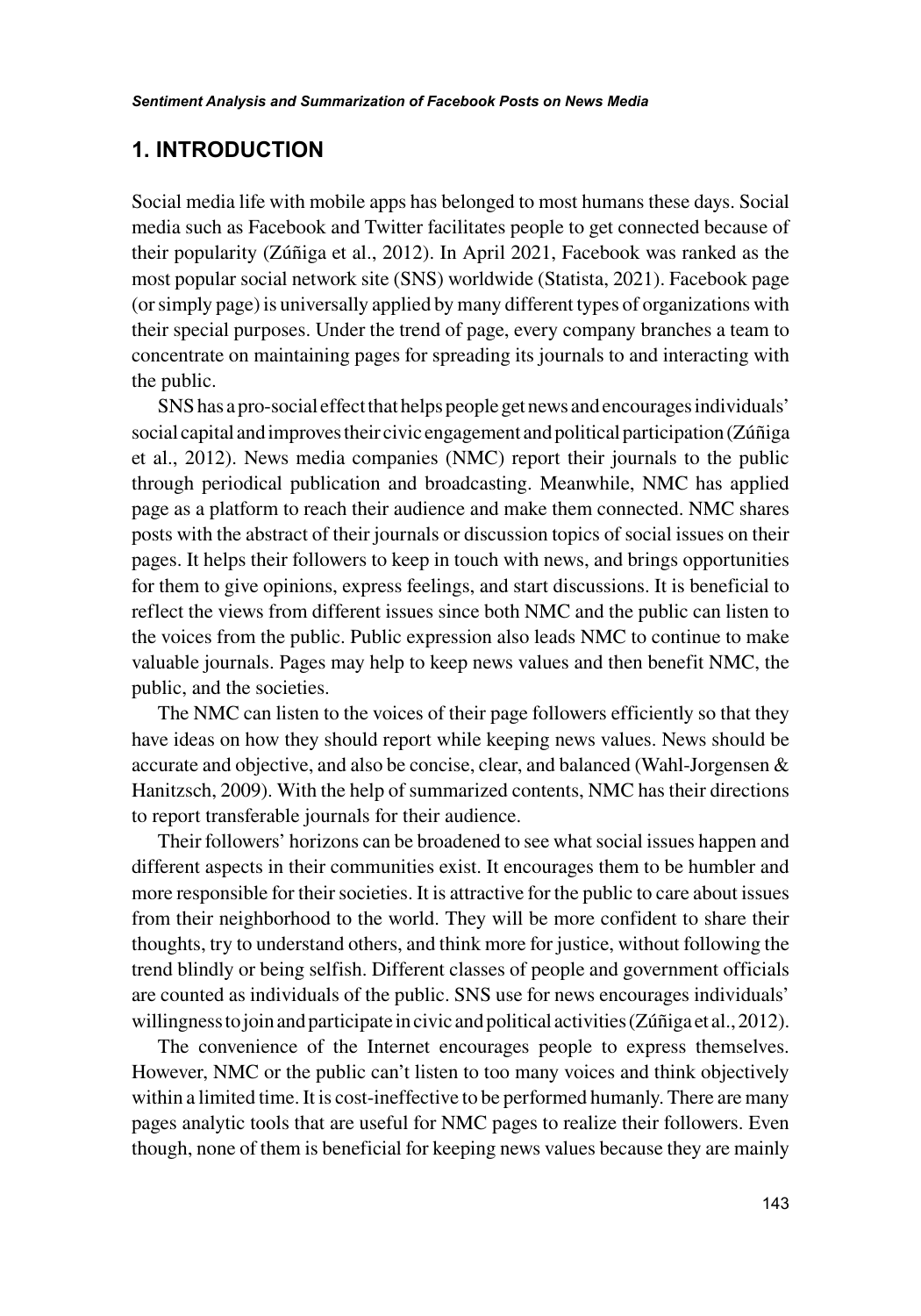## 1. INTRODUCTION

Social media life with mobile apps has belonged to most humans these days. Social media such as Facebook and Twitter facilitates people to get connected because of their popularity (Zúñiga et al., 2012). In April 2021, Facebook was ranked as the most popular social network site (SNS) worldwide (Statista, 2021). Facebook page (or simply page) is universally applied by many different types of organizations with their special purposes. Under the trend of page, every company branches a team to concentrate on maintaining pages for spreading its journals to and interacting with the public.

SNS has a pro-social effect that helps people get news and encourages individuals' social capital and improves their civic engagement and political participation (Zúñiga et al., 2012). News media companies (NMC) report their journals to the public through periodical publication and broadcasting. Meanwhile, NMC has applied page as a platform to reach their audience and make them connected. NMC shares posts with the abstract of their journals or discussion topics of social issues on their pages. It helps their followers to keep in touch with news, and brings opportunities for them to give opinions, express feelings, and start discussions. It is beneficial to reflect the views from different issues since both NMC and the public can listen to the voices from the public. Public expression also leads NMC to continue to make valuable journals. Pages may help to keep news values and then benefit NMC, the public, and the societies.

The NMC can listen to the voices of their page followers efficiently so that they have ideas on how they should report while keeping news values. News should be accurate and objective, and also be concise, clear, and balanced (Wahl-Jorgensen & Hanitzsch, 2009). With the help of summarized contents, NMC has their directions to report transferable journals for their audience.

Their followers' horizons can be broadened to see what social issues happen and different aspects in their communities exist. It encourages them to be humbler and more responsible for their societies. It is attractive for the public to care about issues from their neighborhood to the world. They will be more confident to share their thoughts, try to understand others, and think more for justice, without following the trend blindly or being selfish. Different classes of people and government officials are counted as individuals of the public. SNS use for news encourages individuals' willingness to join and participate in civic and political activities (Zúñiga et al., 2012).

The convenience of the Internet encourages people to express themselves. However, NMC or the public can't listen to too many voices and think objectively within a limited time. It is cost-ineffective to be performed humanly. There are many pages analytic tools that are useful for NMC pages to realize their followers. Even though, none of them is beneficial for keeping news values because they are mainly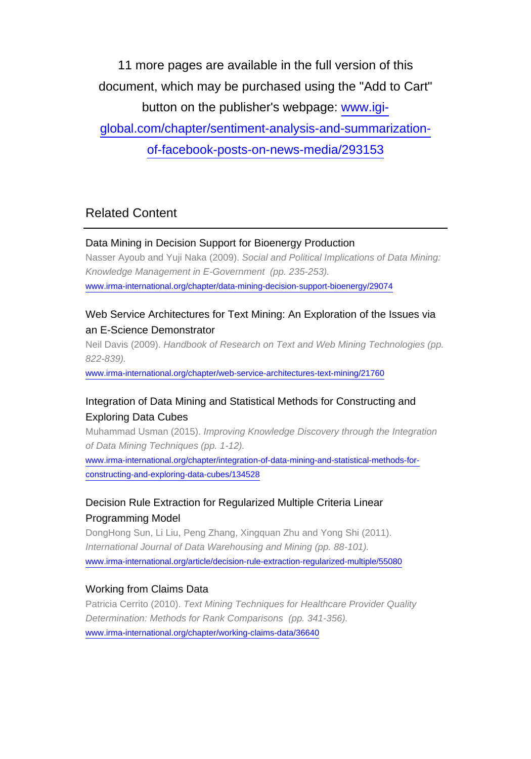11 more pages are available in the full version of this document, which may be purchased using the "Add to Cart" button on the publisher's webpage: [www.igi-global.com/chapter/sentiment-analysis-and-summarization-of-facebook-posts-on-news-media/293153](www.igi-global.com/chapter/sentiment-analysis-and-summarization-of-facebook-posts-on-news-media/293153)

## Related Content

### Data Mining in Decision Support for Bioenergy Production

Nasser Ayoub and Yuji Naka (2009). *Social and Political Implications of Data Mining: Knowledge Management in E-Government (pp. 235-253).*

[www.irma-international.org/chapter/data-mining-decision-support-bioenergy/29074](www.irma-international.org/chapter/data-mining-decision-support-bioenergy/29074)

### Web Service Architectures for Text Mining: An Exploration of the Issues via an E-Science Demonstrator

Neil Davis (2009). *Handbook of Research on Text and Web Mining Technologies (pp. 822-839).*

[www.irma-international.org/chapter/web-service-architectures-text-mining/21760](www.irma-international.org/chapter/web-service-architectures-text-mining/21760)

### Integration of Data Mining and Statistical Methods for Constructing and Exploring Data Cubes

Muhammad Usman (2015). *Improving Knowledge Discovery through the Integration of Data Mining Techniques (pp. 1-12).*

[www.irma-international.org/chapter/integration-of-data-mining-and-statistical-methods-for-constructing-and-exploring-data-cubes/134528](www.irma-international.org/chapter/integration-of-data-mining-and-statistical-methods-for-constructing-and-exploring-data-cubes/134528)

### Decision Rule Extraction for Regularized Multiple Criteria Linear Programming Model

DongHong Sun, Li Liu, Peng Zhang, Xingquan Zhu and Yong Shi (2011). *International Journal of Data Warehousing and Mining (pp. 88-101).*

[www.irma-international.org/article/decision-rule-extraction-regularized-multiple/55080](www.irma-international.org/article/decision-rule-extraction-regularized-multiple/55080)

### Working from Claims Data

Patricia Cerrito (2010). *Text Mining Techniques for Healthcare Provider Quality Determination: Methods for Rank Comparisons (pp. 341-356).*

[www.irma-international.org/chapter/working-claims-data/36640](www.irma-international.org/chapter/working-claims-data/36640)